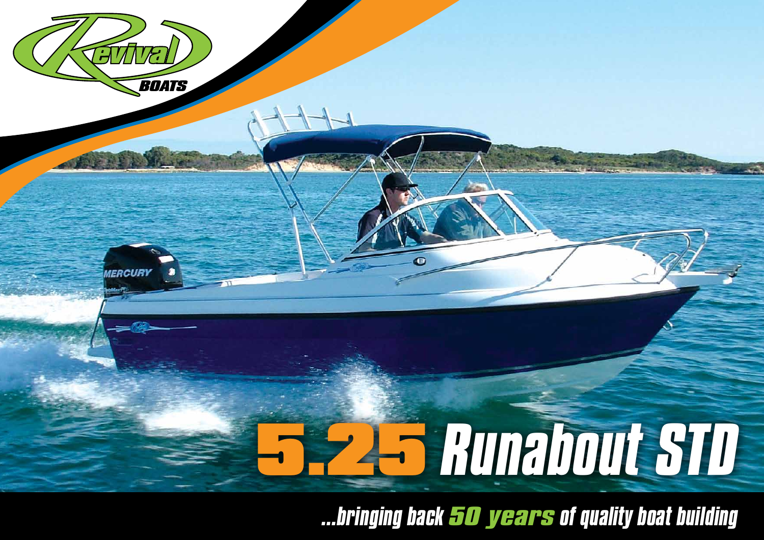Revival BOATS

# 5.25 Runabout STD

*...bringing back **50 years** of quality boat building*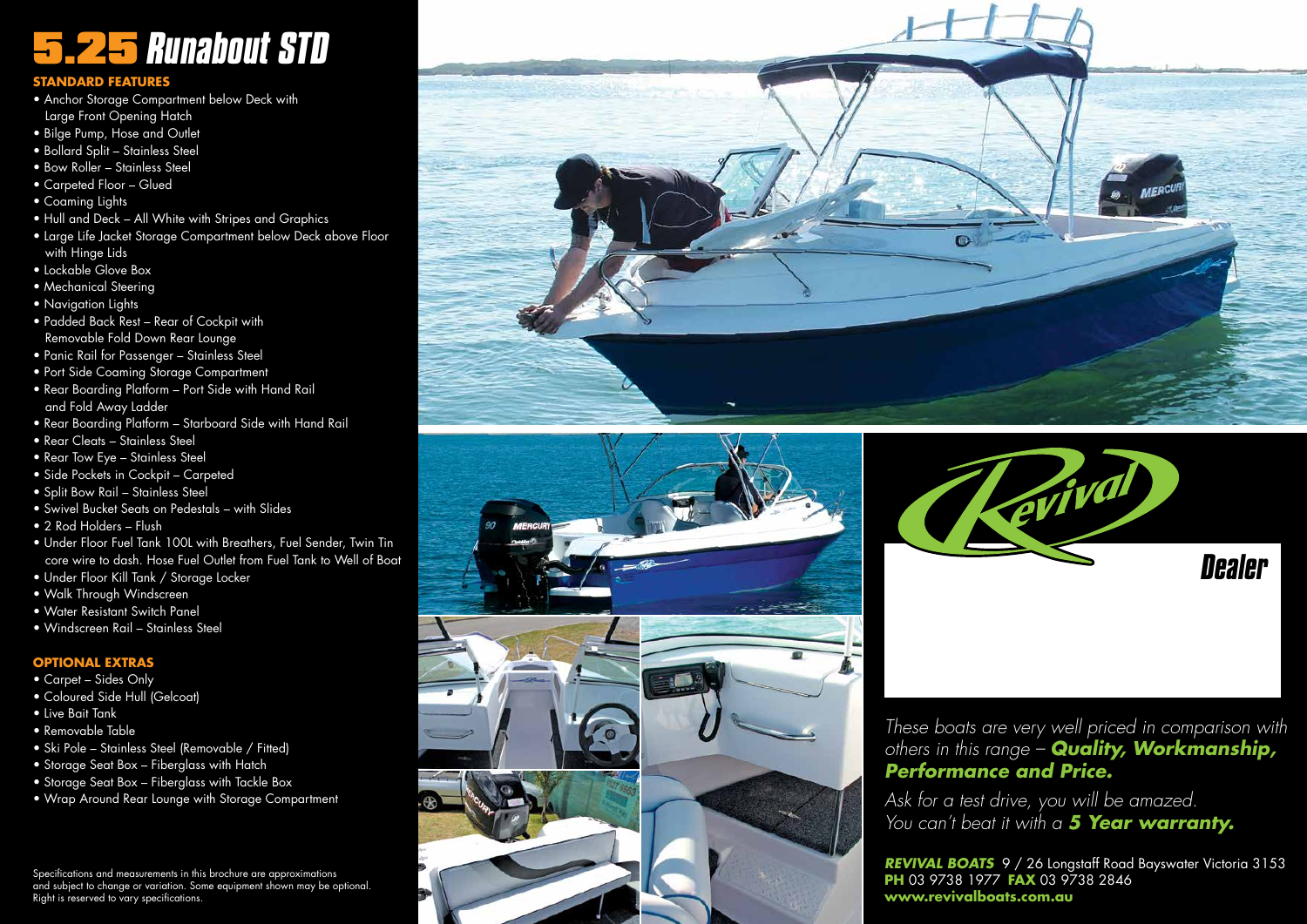# 5.25 Runabout STD

### STANDARD FEATURES

- Anchor Storage Compartment below Deck with Large Front Opening Hatch
- Bilge Pump, Hose and Outlet
- Bollard Split – Stainless Steel
- Bow Roller – Stainless Steel
- Carpeted Floor – Glued
- Coaming Lights
- Hull and Deck – All White with Stripes and Graphics
- Large Life Jacket Storage Compartment below Deck above Floor with Hinge Lids
- Lockable Glove Box
- Mechanical Steering
- Navigation Lights
- Padded Back Rest – Rear of Cockpit with Removable Fold Down Rear Lounge
- Panic Rail for Passenger – Stainless Steel
- Port Side Coaming Storage Compartment
- Rear Boarding Platform – Port Side with Hand Rail and Fold Away Ladder
- Rear Boarding Platform – Starboard Side with Hand Rail
- Rear Cleats – Stainless Steel
- Rear Tow Eye – Stainless Steel
- Side Pockets in Cockpit – Carpeted
- Split Bow Rail – Stainless Steel
- Swivel Bucket Seats on Pedestals – with Slides
- 2 Rod Holders – Flush
- Under Floor Fuel Tank 100L with Breathers, Fuel Sender, Twin Tin core wire to dash. Hose Fuel Outlet from Fuel Tank to Well of Boat
- Under Floor Kill Tank / Storage Locker
- Walk Through Windscreen
- Water Resistant Switch Panel
- Windscreen Rail – Stainless Steel

### OPTIONAL EXTRAS

- Carpet – Sides Only
- Coloured Side Hull (Gelcoat)
- Live Bait Tank
- Removable Table
- Ski Pole – Stainless Steel (Removable / Fitted)
- Storage Seat Box – Fiberglass with Hatch
- Storage Seat Box – Fiberglass with Tackle Box
- Wrap Around Rear Lounge with Storage Compartment

Specifications and measurements in this brochure are approximations and subject to change or variation. Some equipment shown may be optional. Right is reserved to vary specifications.

Revival

Dealer

*These boats are very well priced in comparison with others in this range – **Quality, Workmanship, Performance and Price.***

*Ask for a test drive, you will be amazed. You can't beat it with a **5 Year warranty.***

**REVIVAL BOATS** 9 / 26 Longstaff Road Bayswater Victoria 3153
**PH** 03 9738 1977 **FAX** 03 9738 2846
**www.revivalboats.com.au**